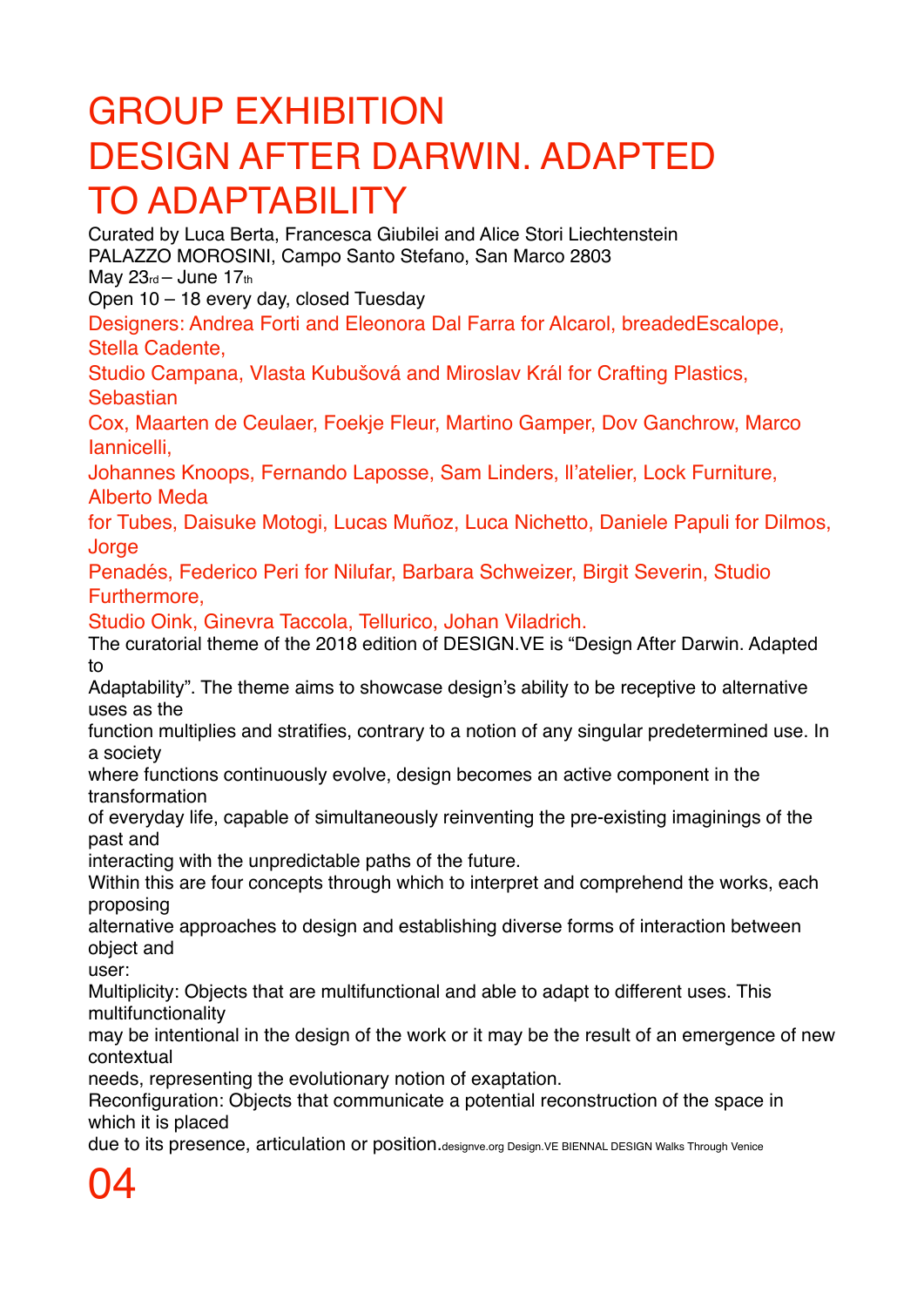# GROUP EXHIBITION
# DESIGN AFTER DARWIN. ADAPTED TO ADAPTABILITY

Curated by Luca Berta, Francesca Giubilei and Alice Stori Liechtenstein
PALAZZO MOROSINI, Campo Santo Stefano, San Marco 2803
May 23rd – June 17th
Open 10 – 18 every day, closed Tuesday

Designers: Andrea Forti and Eleonora Dal Farra for Alcarol, breadedEscalope, Stella Cadente, Studio Campana, Vlasta Kubušová and Miroslav Král for Crafting Plastics, Sebastian Cox, Maarten de Ceulaer, Foekje Fleur, Martino Gamper, Dov Ganchrow, Marco Iannicelli, Johannes Knoops, Fernando Laposse, Sam Linders, Il'atelier, Lock Furniture, Alberto Meda for Tubes, Daisuke Motogi, Lucas Muñoz, Luca Nichetto, Daniele Papuli for Dilmos, Jorge Penadés, Federico Peri for Nilufar, Barbara Schweizer, Birgit Severin, Studio Furthermore, Studio Oink, Ginevra Taccola, Tellurico, Johan Viladrich.

The curatorial theme of the 2018 edition of DESIGN.VE is "Design After Darwin. Adapted to Adaptability". The theme aims to showcase design's ability to be receptive to alternative uses as the function multiplies and stratifies, contrary to a notion of any singular predetermined use. In a society where functions continuously evolve, design becomes an active component in the transformation of everyday life, capable of simultaneously reinventing the pre-existing imaginings of the past and interacting with the unpredictable paths of the future.

Within this are four concepts through which to interpret and comprehend the works, each proposing alternative approaches to design and establishing diverse forms of interaction between object and user:

Multiplicity: Objects that are multifunctional and able to adapt to different uses. This multifunctionality may be intentional in the design of the work or it may be the result of an emergence of new contextual needs, representing the evolutionary notion of exaptation.

Reconfiguration: Objects that communicate a potential reconstruction of the space in which it is placed due to its presence, articulation or position.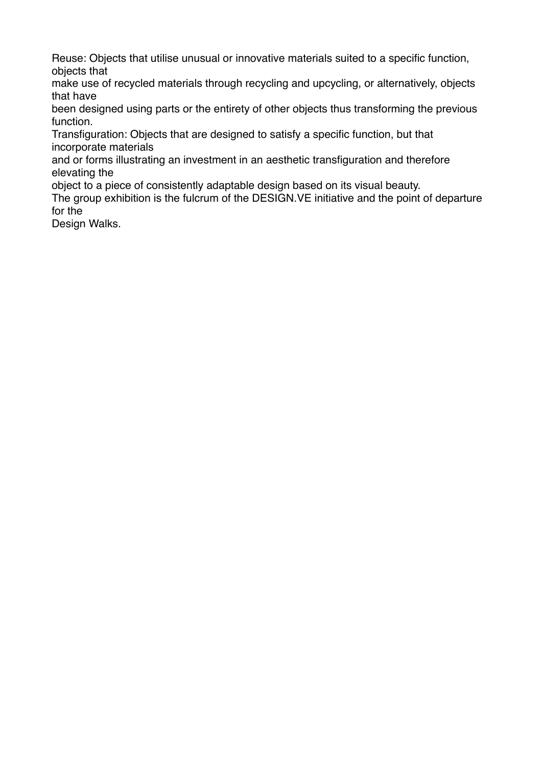Reuse: Objects that utilise unusual or innovative materials suited to a specific function, objects that make use of recycled materials through recycling and upcycling, or alternatively, objects that have been designed using parts or the entirety of other objects thus transforming the previous function.

Transfiguration: Objects that are designed to satisfy a specific function, but that incorporate materials and or forms illustrating an investment in an aesthetic transfiguration and therefore elevating the object to a piece of consistently adaptable design based on its visual beauty.

The group exhibition is the fulcrum of the DESIGN.VE initiative and the point of departure for the Design Walks.